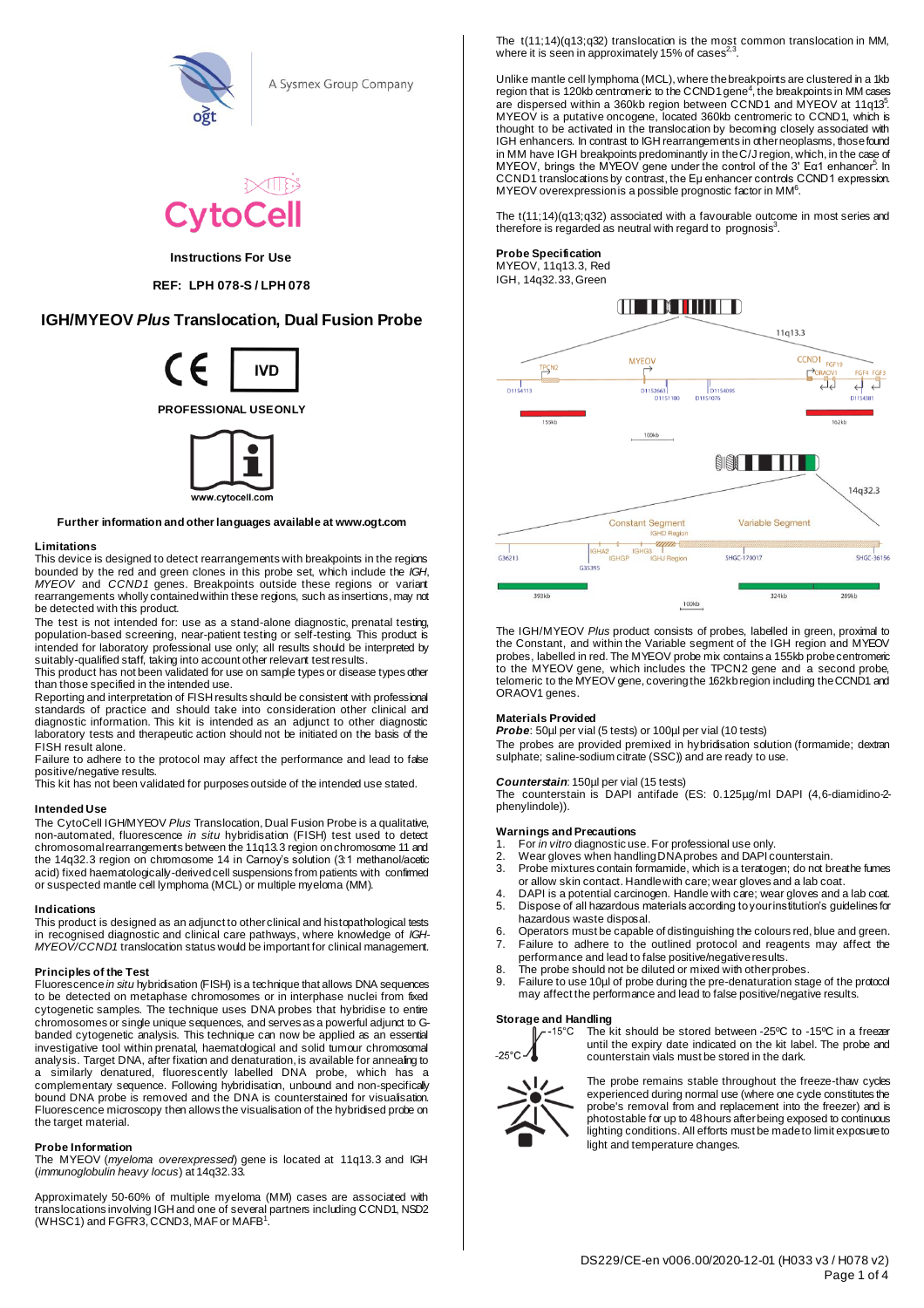A Sysmex Group Company

# CytoCell

**Instructions For Use**

**REF: LPH 078-S / LPH 078**

## IGH/MYEOV *Plus* Translocation, Dual Fusion Probe

IVD

**PROFESSIONAL USE ONLY**

www.cytocell.com

**Further information and other languages available at www.ogt.com**

### Limitations

This device is designed to detect rearrangements with breakpoints in the regions bounded by the red and green clones in this probe set, which include the *IGH*, *MYEOV* and *CCND1* genes. Breakpoints outside these regions or variant rearrangements wholly contained within these regions, such as insertions, may not be detected with this product.

The test is not intended for: use as a stand-alone diagnostic, prenatal testing, population-based screening, near-patient testing or self-testing. This product is intended for laboratory professional use only; all results should be interpreted by suitably-qualified staff, taking into account other relevant test results.

This product has not been validated for use on sample types or disease types other than those specified in the intended use.

Reporting and interpretation of FISH results should be consistent with professional standards of practice and should take into consideration other clinical and diagnostic information. This kit is intended as an adjunct to other diagnostic laboratory tests and therapeutic action should not be initiated on the basis of the FISH result alone.

Failure to adhere to the protocol may affect the performance and lead to false positive/negative results.

This kit has not been validated for purposes outside of the intended use stated.

### Intended Use

The CytoCell IGH/MYEOV *Plus* Translocation, Dual Fusion Probe is a qualitative, non-automated, fluorescence *in situ* hybridisation (FISH) test used to detect chromosomal rearrangements between the 11q13.3 region on chromosome 11 and the 14q32.3 region on chromosome 14 in Carnoy's solution (3:1 methanol/acetic acid) fixed haematologically-derived cell suspensions from patients with confirmed or suspected mantle cell lymphoma (MCL) or multiple myeloma (MM).

### Indications

This product is designed as an adjunct to other clinical and histopathological tests in recognised diagnostic and clinical care pathways, where knowledge of *IGH-MYEOV/CCND1* translocation status would be important for clinical management.

### Principles of the Test

Fluorescence *in situ* hybridisation (FISH) is a technique that allows DNA sequences to be detected on metaphase chromosomes or in interphase nuclei from fixed cytogenetic samples. The technique uses DNA probes that hybridise to entire chromosomes or single unique sequences, and serves as a powerful adjunct to G-banded cytogenetic analysis. This technique can now be applied as an essential investigative tool within prenatal, haematological and solid tumour chromosomal analysis. Target DNA, after fixation and denaturation, is available for annealing to a similarly denatured, fluorescently labelled DNA probe, which has a complementary sequence. Following hybridisation, unbound and non-specifically bound DNA probe is removed and the DNA is counterstained for visualisation. Fluorescence microscopy then allows the visualisation of the hybridised probe on the target material.

### Probe Information

The MYEOV (*myeloma overexpressed*) gene is located at 11q13.3 and IGH (*immunoglobulin heavy locus*) at 14q32.33.

Approximately 50-60% of multiple myeloma (MM) cases are associated with translocations involving IGH and one of several partners including CCND1, NSD2 (WHSC1) and FGFR3, CCND3, MAF or MAFB[1].

The t(11;14)(q13;q32) translocation is the most common translocation in MM, where it is seen in approximately 15% of cases[2,3].

Unlike mantle cell lymphoma (MCL), where the breakpoints are clustered in a 1kb region that is 120kb centromeric to the CCND1 gene[4], the breakpoints in MM cases are dispersed within a 360kb region between CCND1 and MYEOV at 11q13[5]. MYEOV is a putative oncogene, located 360kb centromeric to CCND1, which is thought to be activated in the translocation by becoming closely associated with IGH enhancers. In contrast to IGH rearrangements in other neoplasms, those found in MM have IGH breakpoints predominantly in the C/J region, which, in the case of MYEOV, brings the MYEOV gene under the control of the 3' Eα1 enhancer[5]. In CCND1 translocations by contrast, the Eμ enhancer controls CCND1 expression. MYEOV overexpression is a possible prognostic factor in MM[6].

The t(11;14)(q13;q32) associated with a favourable outcome in most series and therefore is regarded as neutral with regard to prognosis[3].

### Probe Specification

MYEOV, 11q13.3, Red
IGH, 14q32.33, Green

The IGH/MYEOV *Plus* product consists of probes, labelled in green, proximal to the Constant, and within the Variable segment of the IGH region and MYEOV probes, labelled in red. The MYEOV probe mix contains a 155kb probe centromeric to the MYEOV gene, which includes the TPCN2 gene and a second probe, telomeric to the MYEOV gene, covering the 162kb region including the CCND1 and ORAOV1 genes.

### Materials Provided

***Probe***: 50µl per vial (5 tests) or 100µl per vial (10 tests)
The probes are provided premixed in hybridisation solution (formamide; dextran sulphate; saline-sodium citrate (SSC)) and are ready to use.

***Counterstain***: 150µl per vial (15 tests)
The counterstain is DAPI antifade (ES: 0.125µg/ml DAPI (4,6-diamidino-2-phenylindole)).

### Warnings and Precautions

1. For *in vitro* diagnostic use. For professional use only.
2. Wear gloves when handling DNA probes and DAPI counterstain.
3. Probe mixtures contain formamide, which is a teratogen; do not breathe fumes or allow skin contact. Handle with care; wear gloves and a lab coat.
4. DAPI is a potential carcinogen. Handle with care; wear gloves and a lab coat.
5. Dispose of all hazardous materials according to your institution's guidelines for hazardous waste disposal.
6. Operators must be capable of distinguishing the colours red, blue and green.
7. Failure to adhere to the outlined protocol and reagents may affect the performance and lead to false positive/negative results.
8. The probe should not be diluted or mixed with other probes.
9. Failure to use 10µl of probe during the pre-denaturation stage of the protocol may affect the performance and lead to false positive/negative results.

### Storage and Handling

The kit should be stored between -25ºC to -15ºC in a freezer until the expiry date indicated on the kit label. The probe and counterstain vials must be stored in the dark.

The probe remains stable throughout the freeze-thaw cycles experienced during normal use (where one cycle constitutes the probe's removal from and replacement into the freezer) and is photostable for up to 48 hours after being exposed to continuous lighting conditions. All efforts must be made to limit exposure to light and temperature changes.

DS229/CE-en v006.00/2020-12-01 (H033 v3 / H078 v2)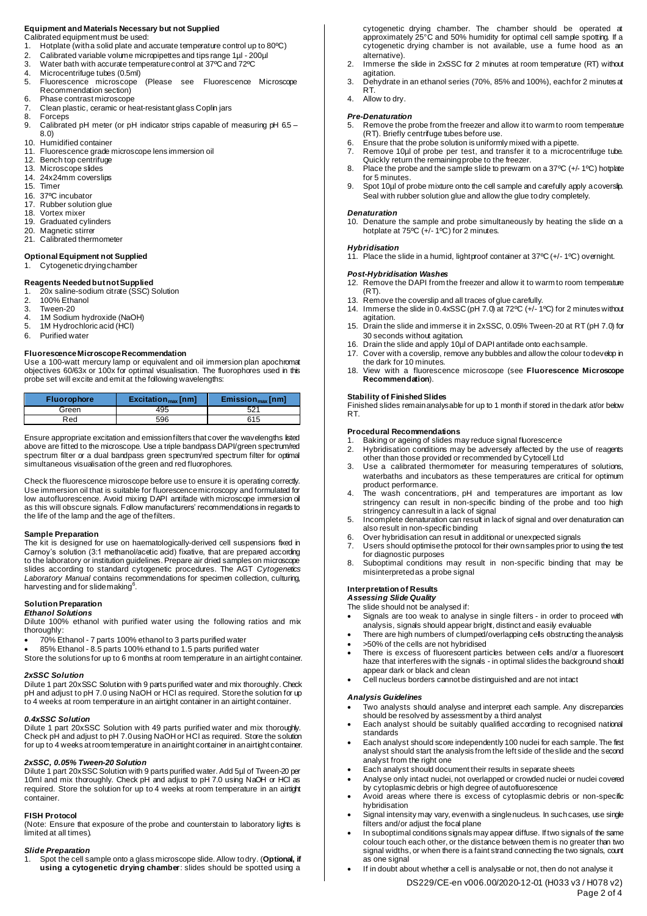### Equipment and Materials Necessary but not Supplied

Calibrated equipment must be used:

1. Hotplate (with a solid plate and accurate temperature control up to 80ºC)
2. Calibrated variable volume micropipettes and tips range 1µl - 200µl
3. Water bath with accurate temperature control at 37ºC and 72ºC
4. Microcentrifuge tubes (0.5ml)
5. Fluorescence microscope (Please see Fluorescence Microscope Recommendation section)
6. Phase contrast microscope
7. Clean plastic, ceramic or heat-resistant glass Coplin jars
8. Forceps
9. Calibrated pH meter (or pH indicator strips capable of measuring pH 6.5 – 8.0)
10. Humidified container
11. Fluorescence grade microscope lens immersion oil
12. Bench top centrifuge
13. Microscope slides
14. 24x24mm coverslips
15. Timer
16. 37ºC incubator
17. Rubber solution glue
18. Vortex mixer
19. Graduated cylinders
20. Magnetic stirrer
21. Calibrated thermometer

### Optional Equipment not Supplied

1. Cytogenetic drying chamber

### Reagents Needed but not Supplied

1. 20x saline-sodium citrate (SSC) Solution
2. 100% Ethanol
3. Tween-20
4. 1M Sodium hydroxide (NaOH)
5. 1M Hydrochloric acid (HCl)
6. Purified water

### Fluorescence Microscope Recommendation

Use a 100-watt mercury lamp or equivalent and oil immersion plan apochromat objectives 60/63x or 100x for optimal visualisation. The fluorophores used in this probe set will excite and emit at the following wavelengths:

| Fluorophore | $Excitation_{max}$ [nm] | $Emission_{max}$ [nm] |
|---|---|---|
| Green | 495 | 521 |
| Red | 596 | 615 |

Ensure appropriate excitation and emission filters that cover the wavelengths listed above are fitted to the microscope. Use a triple bandpass DAPI/green spectrum/red spectrum filter or a dual bandpass green spectrum/red spectrum filter for optimal simultaneous visualisation of the green and red fluorophores.

Check the fluorescence microscope before use to ensure it is operating correctly. Use immersion oil that is suitable for fluorescence microscopy and formulated for low autofluorescence. Avoid mixing DAPI antifade with microscope immersion oil as this will obscure signals. Follow manufacturers' recommendations in regards to the life of the lamp and the age of the filters.

### Sample Preparation

The kit is designed for use on haematologically-derived cell suspensions fixed in Carnoy's solution (3:1 methanol/acetic acid) fixative, that are prepared according to the laboratory or institution guidelines. Prepare air dried samples on microscope slides according to standard cytogenetic procedures. The AGT *Cytogenetics Laboratory Manual* contains recommendations for specimen collection, culturing, harvesting and for slide making[6].

### Solution Preparation

#### *Ethanol Solutions*

Dilute 100% ethanol with purified water using the following ratios and mix thoroughly:

- 70% Ethanol - 7 parts 100% ethanol to 3 parts purified water
- 85% Ethanol - 8.5 parts 100% ethanol to 1.5 parts purified water

Store the solutions for up to 6 months at room temperature in an airtight container.

#### *2xSSC Solution*

Dilute 1 part 20xSSC Solution with 9 parts purified water and mix thoroughly. Check pH and adjust to pH 7.0 using NaOH or HCl as required. Store the solution for up to 4 weeks at room temperature in an airtight container in an airtight container.

#### *0.4xSSC Solution*

Dilute 1 part 20xSSC Solution with 49 parts purified water and mix thoroughly. Check pH and adjust to pH 7.0 using NaOH or HCl as required. Store the solution for up to 4 weeks at room temperature in an airtight container in an airtight container.

#### *2xSSC, 0.05% Tween-20 Solution*

Dilute 1 part 20xSSC Solution with 9 parts purified water. Add 5µl of Tween-20 per 10ml and mix thoroughly. Check pH and adjust to pH 7.0 using NaOH or HCl as required. Store the solution for up to 4 weeks at room temperature in an airtight container.

### FISH Protocol

(Note: Ensure that exposure of the probe and counterstain to laboratory lights is limited at all times).

#### *Slide Preparation*

1. Spot the cell sample onto a glass microscope slide. Allow to dry. (**Optional, if using a cytogenetic drying chamber**: slides should be spotted using a cytogenetic drying chamber. The chamber should be operated at approximately 25°C and 50% humidity for optimal cell sample spotting. If a cytogenetic drying chamber is not available, use a fume hood as an alternative).
2. Immerse the slide in 2xSSC for 2 minutes at room temperature (RT) without agitation.
3. Dehydrate in an ethanol series (70%, 85% and 100%), each for 2 minutes at RT.
4. Allow to dry.

#### *Pre-Denaturation*

5. Remove the probe from the freezer and allow it to warm to room temperature (RT). Briefly centrifuge tubes before use.
6. Ensure that the probe solution is uniformly mixed with a pipette.
7. Remove 10µl of probe per test, and transfer it to a microcentrifuge tube. Quickly return the remaining probe to the freezer.
8. Place the probe and the sample slide to prewarm on a 37ºC (+/- 1ºC) hotplate for 5 minutes.
9. Spot 10µl of probe mixture onto the cell sample and carefully apply a coverslip. Seal with rubber solution glue and allow the glue to dry completely.

#### *Denaturation*

10. Denature the sample and probe simultaneously by heating the slide on a hotplate at 75ºC (+/- 1ºC) for 2 minutes.

#### *Hybridisation*

11. Place the slide in a humid, lightproof container at 37ºC (+/- 1ºC) overnight.

#### *Post-Hybridisation Washes*

12. Remove the DAPI from the freezer and allow it to warm to room temperature (RT).
13. Remove the coverslip and all traces of glue carefully.
14. Immerse the slide in 0.4xSSC (pH 7.0) at 72ºC (+/- 1ºC) for 2 minutes without agitation.
15. Drain the slide and immerse it in 2xSSC, 0.05% Tween-20 at RT (pH 7.0) for 30 seconds without agitation.
16. Drain the slide and apply 10µl of DAPI antifade onto each sample.
17. Cover with a coverslip, remove any bubbles and allow the colour to develop in the dark for 10 minutes.
18. View with a fluorescence microscope (see **Fluorescence Microscope Recommendation**).

### Stability of Finished Slides

Finished slides remain analysable for up to 1 month if stored in the dark at/or below RT.

### Procedural Recommendations

1. Baking or ageing of slides may reduce signal fluorescence
2. Hybridisation conditions may be adversely affected by the use of reagents other than those provided or recommended by Cytocell Ltd
3. Use a calibrated thermometer for measuring temperatures of solutions, waterbaths and incubators as these temperatures are critical for optimum product performance.
4. The wash concentrations, pH and temperatures are important as low stringency can result in non-specific binding of the probe and too high stringency can result in a lack of signal
5. Incomplete denaturation can result in lack of signal and over denaturation can also result in non-specific binding
6. Over hybridisation can result in additional or unexpected signals
7. Users should optimise the protocol for their own samples prior to using the test for diagnostic purposes
8. Suboptimal conditions may result in non-specific binding that may be misinterpreted as a probe signal

### Interpretation of Results

#### *Assessing Slide Quality*

The slide should not be analysed if:

- Signals are too weak to analyse in single filters - in order to proceed with analysis, signals should appear bright, distinct and easily evaluable
- There are high numbers of clumped/overlapping cells obstructing the analysis
- >50% of the cells are not hybridised
- There is excess of fluorescent particles between cells and/or a fluorescent haze that interferes with the signals - in optimal slides the background should appear dark or black and clean
- Cell nucleus borders cannot be distinguished and are not intact

#### *Analysis Guidelines*

- Two analysts should analyse and interpret each sample. Any discrepancies should be resolved by assessment by a third analyst
- Each analyst should be suitably qualified according to recognised national standards
- Each analyst should score independently 100 nuclei for each sample. The first analyst should start the analysis from the left side of the slide and the second analyst from the right one
- Each analyst should document their results in separate sheets
- Analyse only intact nuclei, not overlapped or crowded nuclei or nuclei covered by cytoplasmic debris or high degree of autofluorescence
- Avoid areas where there is excess of cytoplasmic debris or non-specific hybridisation
- Signal intensity may vary, even with a single nucleus. In such cases, use single filters and/or adjust the focal plane
- In suboptimal conditions signals may appear diffuse. If two signals of the same colour touch each other, or the distance between them is no greater than two signal widths, or when there is a faint strand connecting the two signals, count as one signal
- If in doubt about whether a cell is analysable or not, then do not analyse it

DS229/CE-en v006.00/2020-12-01 (H033 v3 / H078 v2)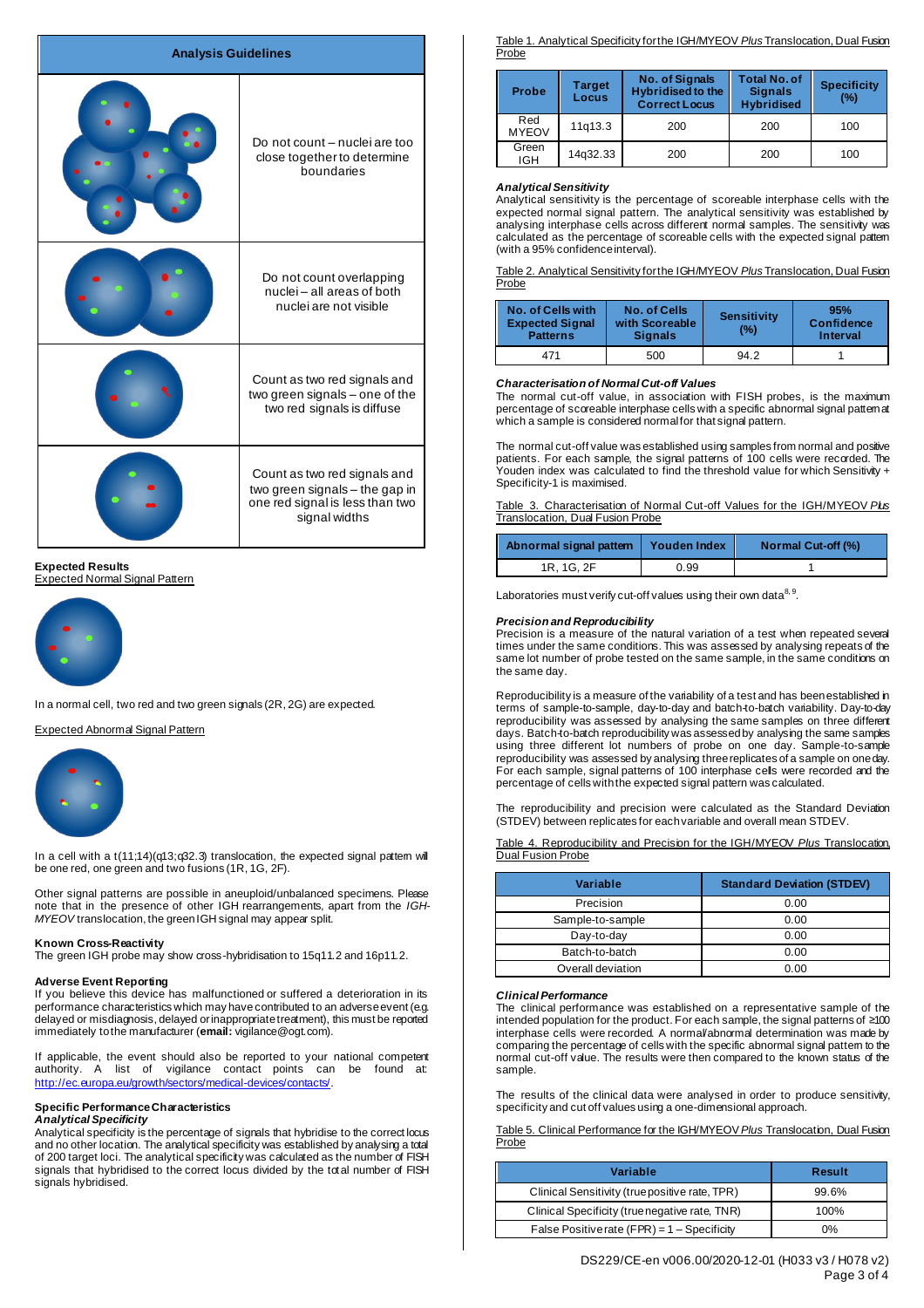| Analysis Guidelines | |
|---|---|
| | Do not count – nuclei are too close together to determine boundaries |
| | Do not count overlapping nuclei – all areas of both nuclei are not visible |
| | Count as two red signals and two green signals – one of the two red signals is diffuse |
| | Count as two red signals and two green signals – the gap in one red signal is less than two signal widths |

**Expected Results**

Expected Normal Signal Pattern

In a normal cell, two red and two green signals (2R, 2G) are expected.

Expected Abnormal Signal Pattern

In a cell with a t(11;14)(q13;q32.3) translocation, the expected signal pattern will be one red, one green and two fusions (1R, 1G, 2F).

Other signal patterns are possible in aneuploid/unbalanced specimens. Please note that in the presence of other IGH rearrangements, apart from the *IGH-MYEOV* translocation, the green IGH signal may appear split.

**Known Cross-Reactivity**

The green IGH probe may show cross-hybridisation to 15q11.2 and 16p11.2.

**Adverse Event Reporting**

If you believe this device has malfunctioned or suffered a deterioration in its performance characteristics which may have contributed to an adverse event (e.g. delayed or misdiagnosis, delayed or inappropriate treatment), this must be reported immediately to the manufacturer (**email:** vigilance@ogt.com).

If applicable, the event should also be reported to your national competent authority. A list of vigilance contact points can be found at: http://ec.europa.eu/growth/sectors/medical-devices/contacts/.

**Specific Performance Characteristics**

***Analytical Specificity***

Analytical specificity is the percentage of signals that hybridise to the correct locus and no other location. The analytical specificity was established by analysing a total of 200 target loci. The analytical specificity was calculated as the number of FISH signals that hybridised to the correct locus divided by the total number of FISH signals hybridised.

Table 1. Analytical Specificity for the IGH/MYEOV *Plus* Translocation, Dual Fusion Probe

| Probe | Target Locus | No. of Signals Hybridised to the Correct Locus | Total No. of Signals Hybridised | Specificity (%) |
|---|---|---|---|---|
| Red MYEOV | 11q13.3 | 200 | 200 | 100 |
| Green IGH | 14q32.33 | 200 | 200 | 100 |

***Analytical Sensitivity***

Analytical sensitivity is the percentage of scoreable interphase cells with the expected normal signal pattern. The analytical sensitivity was established by analysing interphase cells across different normal samples. The sensitivity was calculated as the percentage of scoreable cells with the expected signal pattern (with a 95% confidence interval).

Table 2. Analytical Sensitivity for the IGH/MYEOV *Plus* Translocation, Dual Fusion Probe

| No. of Cells with Expected Signal Patterns | No. of Cells with Scoreable Signals | Sensitivity (%) | 95% Confidence Interval |
|---|---|---|---|
| 471 | 500 | 94.2 | 1 |

***Characterisation of Normal Cut-off Values***

The normal cut-off value, in association with FISH probes, is the maximum percentage of scoreable interphase cells with a specific abnormal signal pattern at which a sample is considered normal for that signal pattern.

The normal cut-off value was established using samples from normal and positive patients. For each sample, the signal patterns of 100 cells were recorded. The Youden index was calculated to find the threshold value for which Sensitivity + Specificity-1 is maximised.

Table 3. Characterisation of Normal Cut-off Values for the IGH/MYEOV *Plus* Translocation, Dual Fusion Probe

| Abnormal signal pattern | Youden Index | Normal Cut-off (%) |
|---|---|---|
| 1R, 1G, 2F | 0.99 | 1 |

Laboratories must verify cut-off values using their own data[8, 9].

***Precision and Reproducibility***

Precision is a measure of the natural variation of a test when repeated several times under the same conditions. This was assessed by analysing repeats of the same lot number of probe tested on the same sample, in the same conditions on the same day.

Reproducibility is a measure of the variability of a test and has been established in terms of sample-to-sample, day-to-day and batch-to-batch variability. Day-to-day reproducibility was assessed by analysing the same samples on three different days. Batch-to-batch reproducibility was assessed by analysing the same samples using three different lot numbers of probe on one day. Sample-to-sample reproducibility was assessed by analysing three replicates of a sample on one day. For each sample, signal patterns of 100 interphase cells were recorded and the percentage of cells with the expected signal pattern was calculated.

The reproducibility and precision were calculated as the Standard Deviation (STDEV) between replicates for each variable and overall mean STDEV.

Table 4. Reproducibility and Precision for the IGH/MYEOV *Plus* Translocation, Dual Fusion Probe

| Variable | Standard Deviation (STDEV) |
|---|---|
| Precision | 0.00 |
| Sample-to-sample | 0.00 |
| Day-to-day | 0.00 |
| Batch-to-batch | 0.00 |
| Overall deviation | 0.00 |

***Clinical Performance***

The clinical performance was established on a representative sample of the intended population for the product. For each sample, the signal patterns of ≥100 interphase cells were recorded. A normal/abnormal determination was made by comparing the percentage of cells with the specific abnormal signal pattern to the normal cut-off value. The results were then compared to the known status of the sample.

The results of the clinical data were analysed in order to produce sensitivity, specificity and cut off values using a one-dimensional approach.

Table 5. Clinical Performance for the IGH/MYEOV *Plus* Translocation, Dual Fusion Probe

| Variable | Result |
|---|---|
| Clinical Sensitivity (true positive rate, TPR) | 99.6% |
| Clinical Specificity (true negative rate, TNR) | 100% |
| False Positive rate (FPR) = 1 – Specificity | 0% |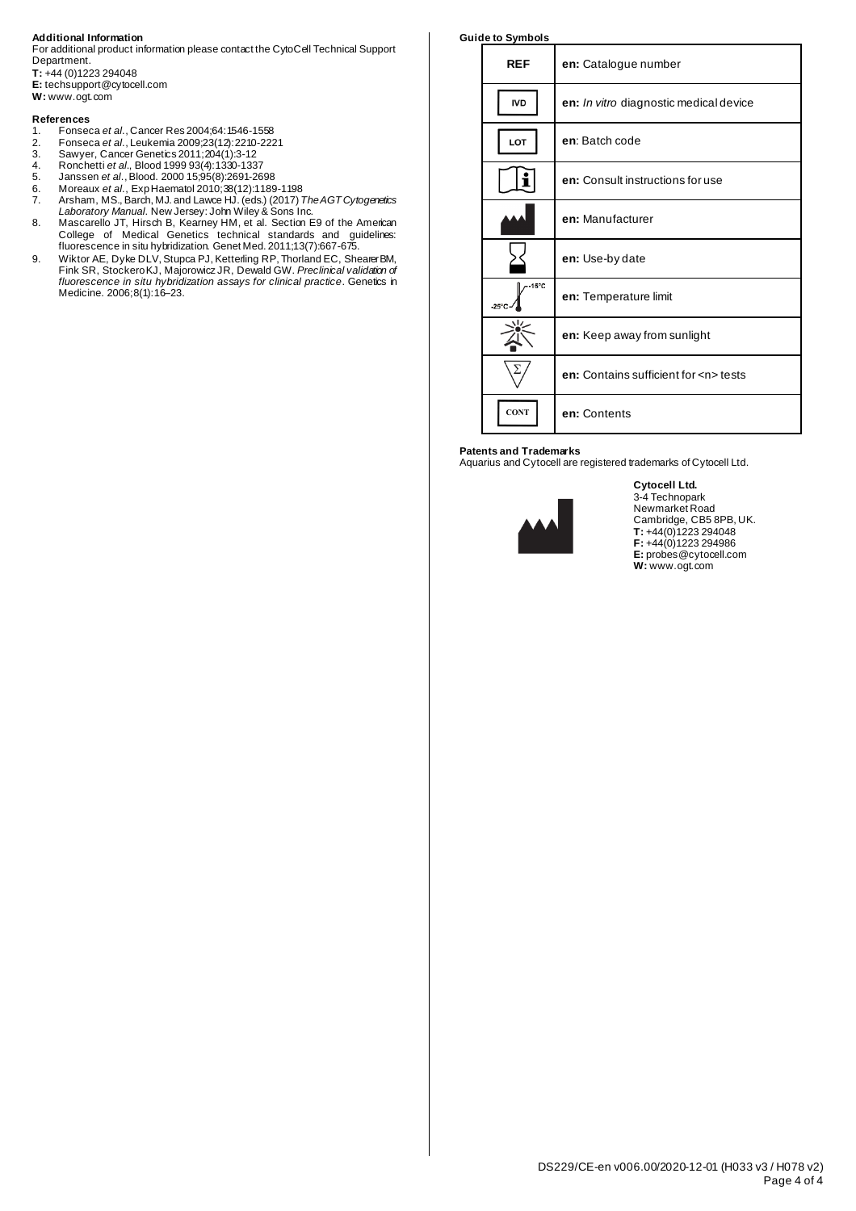**Additional Information**

For additional product information please contact the CytoCell Technical Support Department.

**T:** +44 (0)1223 294048

**E:** techsupport@cytocell.com

**W:** www.ogt.com

**References**

1. Fonseca *et al.*, Cancer Res 2004;64:1546-1558
2. Fonseca *et al.*, Leukemia 2009;23(12):2210-2221
3. Sawyer, Cancer Genetics 2011;204(1):3-12
4. Ronchetti *et al.*, Blood 1999 93(4):1330-1337
5. Janssen *et al.*, Blood. 2000 15;95(8):2691-2698
6. Moreaux *et al.*, Exp Haematol 2010;38(12):1189-1198
7. Arsham, MS., Barch, MJ. and Lawce HJ. (eds.) (2017) *The AGT Cytogenetics Laboratory Manual*. New Jersey: John Wiley & Sons Inc.
8. Mascarello JT, Hirsch B, Kearney HM, et al. Section E9 of the American College of Medical Genetics technical standards and guidelines: fluorescence in situ hybridization. Genet Med. 2011;13(7):667-675.
9. Wiktor AE, Dyke DLV, Stupca PJ, Ketterling RP, Thorland EC, Shearer BM, Fink SR, Stockero KJ, Majorowicz JR, Dewald GW. *Preclinical validation of fluorescence in situ hybridization assays for clinical practice*. Genetics in Medicine. 2006;8(1):16–23.

**Guide to Symbols**

| | |
|---|---|
| REF | **en:** Catalogue number |
| IVD | **en:** *In vitro* diagnostic medical device |
| LOT | **en**: Batch code |
| i | **en:** Consult instructions for use |
| | **en:** Manufacturer |
| | **en:** Use-by date |
| -25°C / -15°C | **en:** Temperature limit |
| | **en:** Keep away from sunlight |
| Σ | **en:** Contains sufficient for <n> tests |
| CONT | **en:** Contents |

**Patents and Trademarks**

Aquarius and Cytocell are registered trademarks of Cytocell Ltd.

**Cytocell Ltd.**
3-4 Technopark
Newmarket Road
Cambridge, CB5 8PB, UK.
**T:** +44(0)1223 294048
**F:** +44(0)1223 294986
**E:** probes@cytocell.com
**W:** www.ogt.com

DS229/CE-en v006.00/2020-12-01 (H033 v3 / H078 v2)